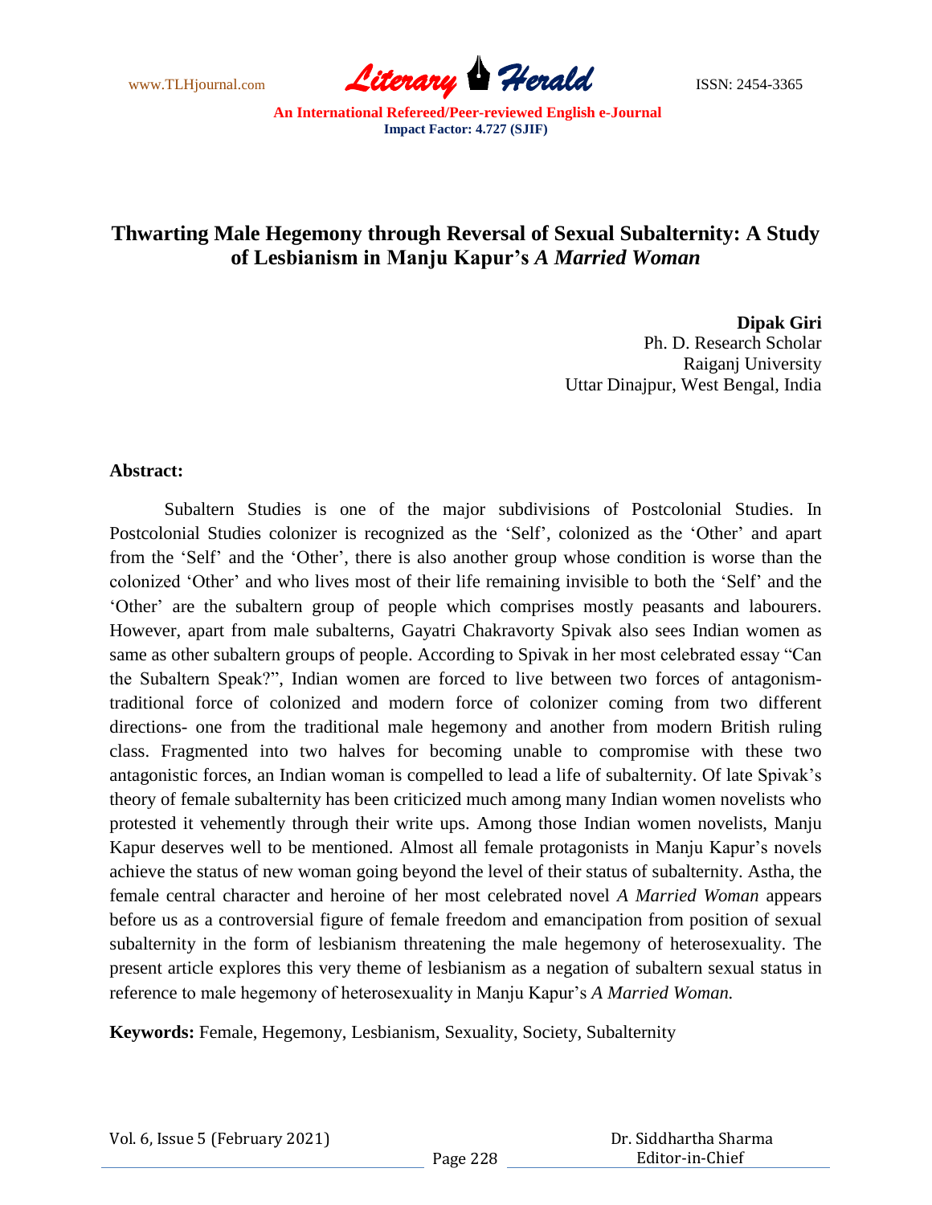# Thwarting Male Hegemony through Reversal of Sexual Subalternity: A Study of Lesbianism in Manju Kapur's *A Married Woman*

**Dipak Giri**
Ph. D. Research Scholar
Raiganj University
Uttar Dinajpur, West Bengal, India

**Abstract:**

Subaltern Studies is one of the major subdivisions of Postcolonial Studies. In Postcolonial Studies colonizer is recognized as the 'Self', colonized as the 'Other' and apart from the 'Self' and the 'Other', there is also another group whose condition is worse than the colonized 'Other' and who lives most of their life remaining invisible to both the 'Self' and the 'Other' are the subaltern group of people which comprises mostly peasants and labourers. However, apart from male subalterns, Gayatri Chakravorty Spivak also sees Indian women as same as other subaltern groups of people. According to Spivak in her most celebrated essay "Can the Subaltern Speak?", Indian women are forced to live between two forces of antagonism-traditional force of colonized and modern force of colonizer coming from two different directions- one from the traditional male hegemony and another from modern British ruling class. Fragmented into two halves for becoming unable to compromise with these two antagonistic forces, an Indian woman is compelled to lead a life of subalternity. Of late Spivak's theory of female subalternity has been criticized much among many Indian women novelists who protested it vehemently through their write ups. Among those Indian women novelists, Manju Kapur deserves well to be mentioned. Almost all female protagonists in Manju Kapur's novels achieve the status of new woman going beyond the level of their status of subalternity. Astha, the female central character and heroine of her most celebrated novel *A Married Woman* appears before us as a controversial figure of female freedom and emancipation from position of sexual subalternity in the form of lesbianism threatening the male hegemony of heterosexuality. The present article explores this very theme of lesbianism as a negation of subaltern sexual status in reference to male hegemony of heterosexuality in Manju Kapur's *A Married Woman.*

**Keywords:** Female, Hegemony, Lesbianism, Sexuality, Society, Subalternity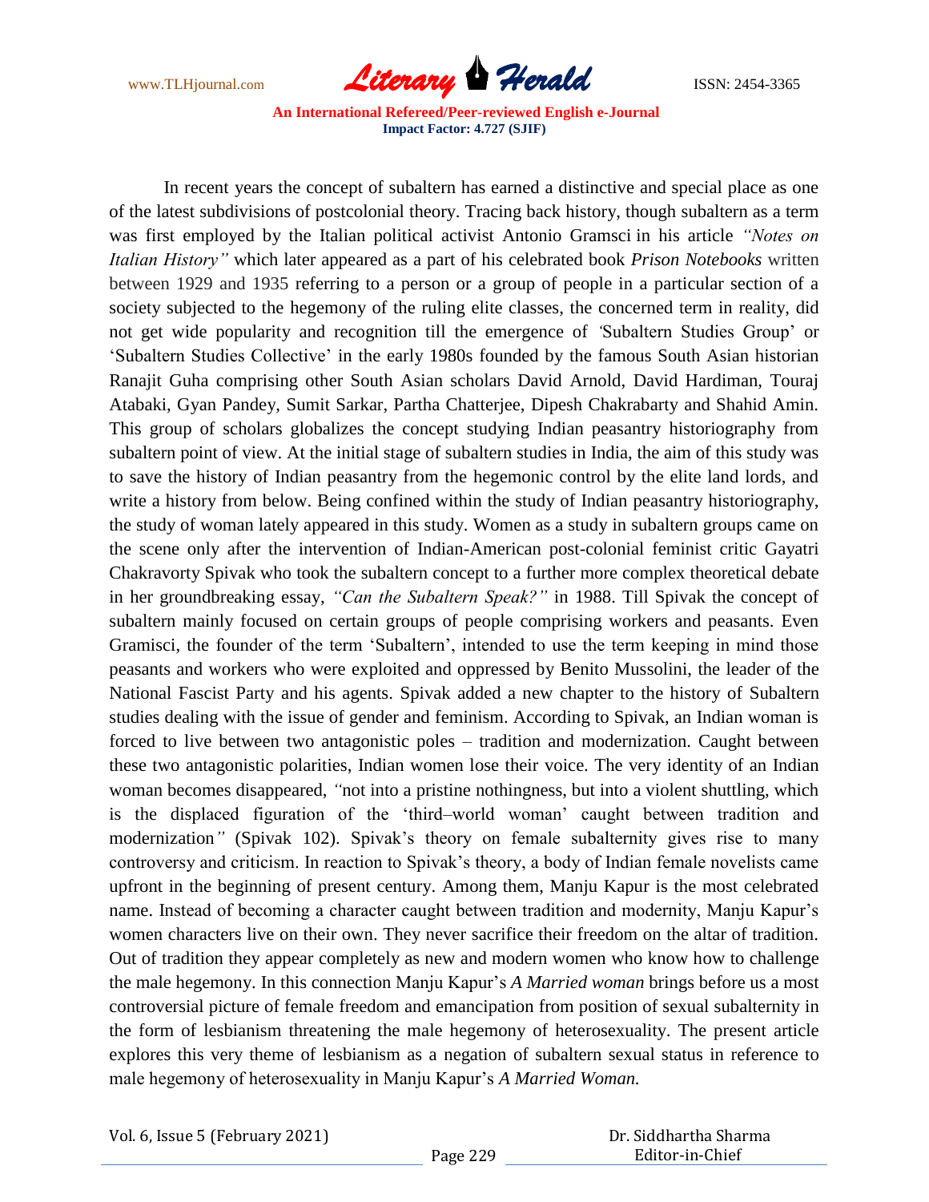In recent years the concept of subaltern has earned a distinctive and special place as one of the latest subdivisions of postcolonial theory. Tracing back history, though subaltern as a term was first employed by the Italian political activist Antonio Gramsci in his article *"Notes on Italian History"* which later appeared as a part of his celebrated book *Prison Notebooks* written between 1929 and 1935 referring to a person or a group of people in a particular section of a society subjected to the hegemony of the ruling elite classes, the concerned term in reality, did not get wide popularity and recognition till the emergence of 'Subaltern Studies Group' or 'Subaltern Studies Collective' in the early 1980s founded by the famous South Asian historian Ranajit Guha comprising other South Asian scholars David Arnold, David Hardiman, Touraj Atabaki, Gyan Pandey, Sumit Sarkar, Partha Chatterjee, Dipesh Chakrabarty and Shahid Amin. This group of scholars globalizes the concept studying Indian peasantry historiography from subaltern point of view. At the initial stage of subaltern studies in India, the aim of this study was to save the history of Indian peasantry from the hegemonic control by the elite land lords, and write a history from below. Being confined within the study of Indian peasantry historiography, the study of woman lately appeared in this study. Women as a study in subaltern groups came on the scene only after the intervention of Indian-American post-colonial feminist critic Gayatri Chakravorty Spivak who took the subaltern concept to a further more complex theoretical debate in her groundbreaking essay, *"Can the Subaltern Speak?"* in 1988. Till Spivak the concept of subaltern mainly focused on certain groups of people comprising workers and peasants. Even Gramisci, the founder of the term 'Subaltern', intended to use the term keeping in mind those peasants and workers who were exploited and oppressed by Benito Mussolini, the leader of the National Fascist Party and his agents. Spivak added a new chapter to the history of Subaltern studies dealing with the issue of gender and feminism. According to Spivak, an Indian woman is forced to live between two antagonistic poles – tradition and modernization. Caught between these two antagonistic polarities, Indian women lose their voice. The very identity of an Indian woman becomes disappeared, *"*not into a pristine nothingness, but into a violent shuttling, which is the displaced figuration of the 'third–world woman' caught between tradition and modernization*"* (Spivak 102). Spivak's theory on female subalternity gives rise to many controversy and criticism. In reaction to Spivak's theory, a body of Indian female novelists came upfront in the beginning of present century. Among them, Manju Kapur is the most celebrated name. Instead of becoming a character caught between tradition and modernity, Manju Kapur's women characters live on their own. They never sacrifice their freedom on the altar of tradition. Out of tradition they appear completely as new and modern women who know how to challenge the male hegemony. In this connection Manju Kapur's *A Married woman* brings before us a most controversial picture of female freedom and emancipation from position of sexual subalternity in the form of lesbianism threatening the male hegemony of heterosexuality. The present article explores this very theme of lesbianism as a negation of subaltern sexual status in reference to male hegemony of heterosexuality in Manju Kapur's *A Married Woman.*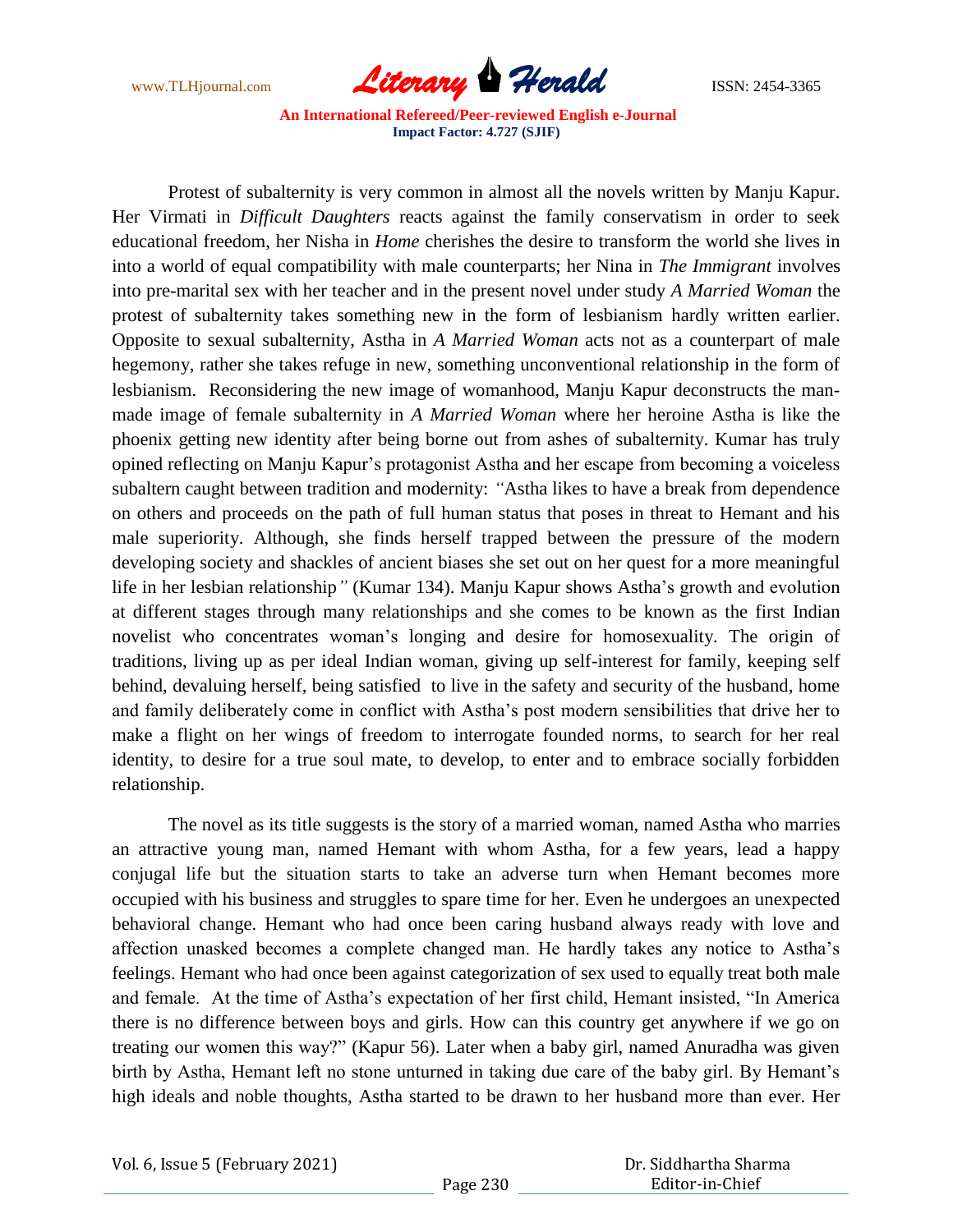Protest of subalternity is very common in almost all the novels written by Manju Kapur. Her Virmati in *Difficult Daughters* reacts against the family conservatism in order to seek educational freedom, her Nisha in *Home* cherishes the desire to transform the world she lives in into a world of equal compatibility with male counterparts; her Nina in *The Immigrant* involves into pre-marital sex with her teacher and in the present novel under study *A Married Woman* the protest of subalternity takes something new in the form of lesbianism hardly written earlier. Opposite to sexual subalternity, Astha in *A Married Woman* acts not as a counterpart of male hegemony, rather she takes refuge in new, something unconventional relationship in the form of lesbianism. Reconsidering the new image of womanhood, Manju Kapur deconstructs the man-made image of female subalternity in *A Married Woman* where her heroine Astha is like the phoenix getting new identity after being borne out from ashes of subalternity. Kumar has truly opined reflecting on Manju Kapur's protagonist Astha and her escape from becoming a voiceless subaltern caught between tradition and modernity: *"*Astha likes to have a break from dependence on others and proceeds on the path of full human status that poses in threat to Hemant and his male superiority. Although, she finds herself trapped between the pressure of the modern developing society and shackles of ancient biases she set out on her quest for a more meaningful life in her lesbian relationship*"* (Kumar 134). Manju Kapur shows Astha's growth and evolution at different stages through many relationships and she comes to be known as the first Indian novelist who concentrates woman's longing and desire for homosexuality. The origin of traditions, living up as per ideal Indian woman, giving up self-interest for family, keeping self behind, devaluing herself, being satisfied to live in the safety and security of the husband, home and family deliberately come in conflict with Astha's post modern sensibilities that drive her to make a flight on her wings of freedom to interrogate founded norms, to search for her real identity, to desire for a true soul mate, to develop, to enter and to embrace socially forbidden relationship.

The novel as its title suggests is the story of a married woman, named Astha who marries an attractive young man, named Hemant with whom Astha, for a few years, lead a happy conjugal life but the situation starts to take an adverse turn when Hemant becomes more occupied with his business and struggles to spare time for her. Even he undergoes an unexpected behavioral change. Hemant who had once been caring husband always ready with love and affection unasked becomes a complete changed man. He hardly takes any notice to Astha's feelings. Hemant who had once been against categorization of sex used to equally treat both male and female. At the time of Astha's expectation of her first child, Hemant insisted, "In America there is no difference between boys and girls. How can this country get anywhere if we go on treating our women this way?" (Kapur 56). Later when a baby girl, named Anuradha was given birth by Astha, Hemant left no stone unturned in taking due care of the baby girl. By Hemant's high ideals and noble thoughts, Astha started to be drawn to her husband more than ever. Her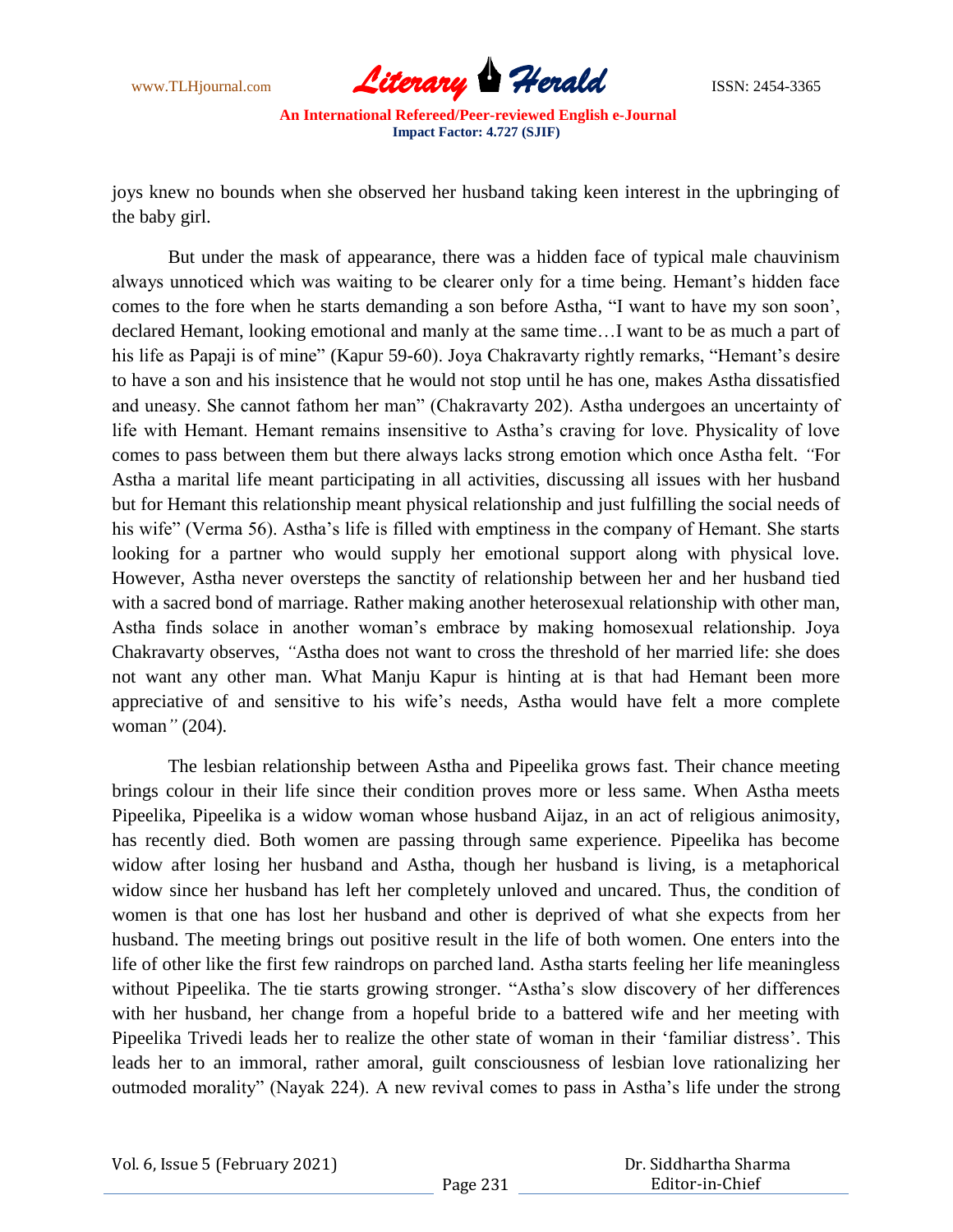joys knew no bounds when she observed her husband taking keen interest in the upbringing of the baby girl.

But under the mask of appearance, there was a hidden face of typical male chauvinism always unnoticed which was waiting to be clearer only for a time being. Hemant's hidden face comes to the fore when he starts demanding a son before Astha, "I want to have my son soon', declared Hemant, looking emotional and manly at the same time…I want to be as much a part of his life as Papaji is of mine" (Kapur 59-60). Joya Chakravarty rightly remarks, "Hemant's desire to have a son and his insistence that he would not stop until he has one, makes Astha dissatisfied and uneasy. She cannot fathom her man" (Chakravarty 202). Astha undergoes an uncertainty of life with Hemant. Hemant remains insensitive to Astha's craving for love. Physicality of love comes to pass between them but there always lacks strong emotion which once Astha felt. *"*For Astha a marital life meant participating in all activities, discussing all issues with her husband but for Hemant this relationship meant physical relationship and just fulfilling the social needs of his wife" (Verma 56). Astha's life is filled with emptiness in the company of Hemant. She starts looking for a partner who would supply her emotional support along with physical love. However, Astha never oversteps the sanctity of relationship between her and her husband tied with a sacred bond of marriage. Rather making another heterosexual relationship with other man, Astha finds solace in another woman's embrace by making homosexual relationship. Joya Chakravarty observes, *"*Astha does not want to cross the threshold of her married life: she does not want any other man. What Manju Kapur is hinting at is that had Hemant been more appreciative of and sensitive to his wife's needs, Astha would have felt a more complete woman*"* (204).

The lesbian relationship between Astha and Pipeelika grows fast. Their chance meeting brings colour in their life since their condition proves more or less same. When Astha meets Pipeelika, Pipeelika is a widow woman whose husband Aijaz, in an act of religious animosity, has recently died. Both women are passing through same experience. Pipeelika has become widow after losing her husband and Astha, though her husband is living, is a metaphorical widow since her husband has left her completely unloved and uncared. Thus, the condition of women is that one has lost her husband and other is deprived of what she expects from her husband. The meeting brings out positive result in the life of both women. One enters into the life of other like the first few raindrops on parched land. Astha starts feeling her life meaningless without Pipeelika. The tie starts growing stronger. "Astha's slow discovery of her differences with her husband, her change from a hopeful bride to a battered wife and her meeting with Pipeelika Trivedi leads her to realize the other state of woman in their 'familiar distress'. This leads her to an immoral, rather amoral, guilt consciousness of lesbian love rationalizing her outmoded morality" (Nayak 224). A new revival comes to pass in Astha's life under the strong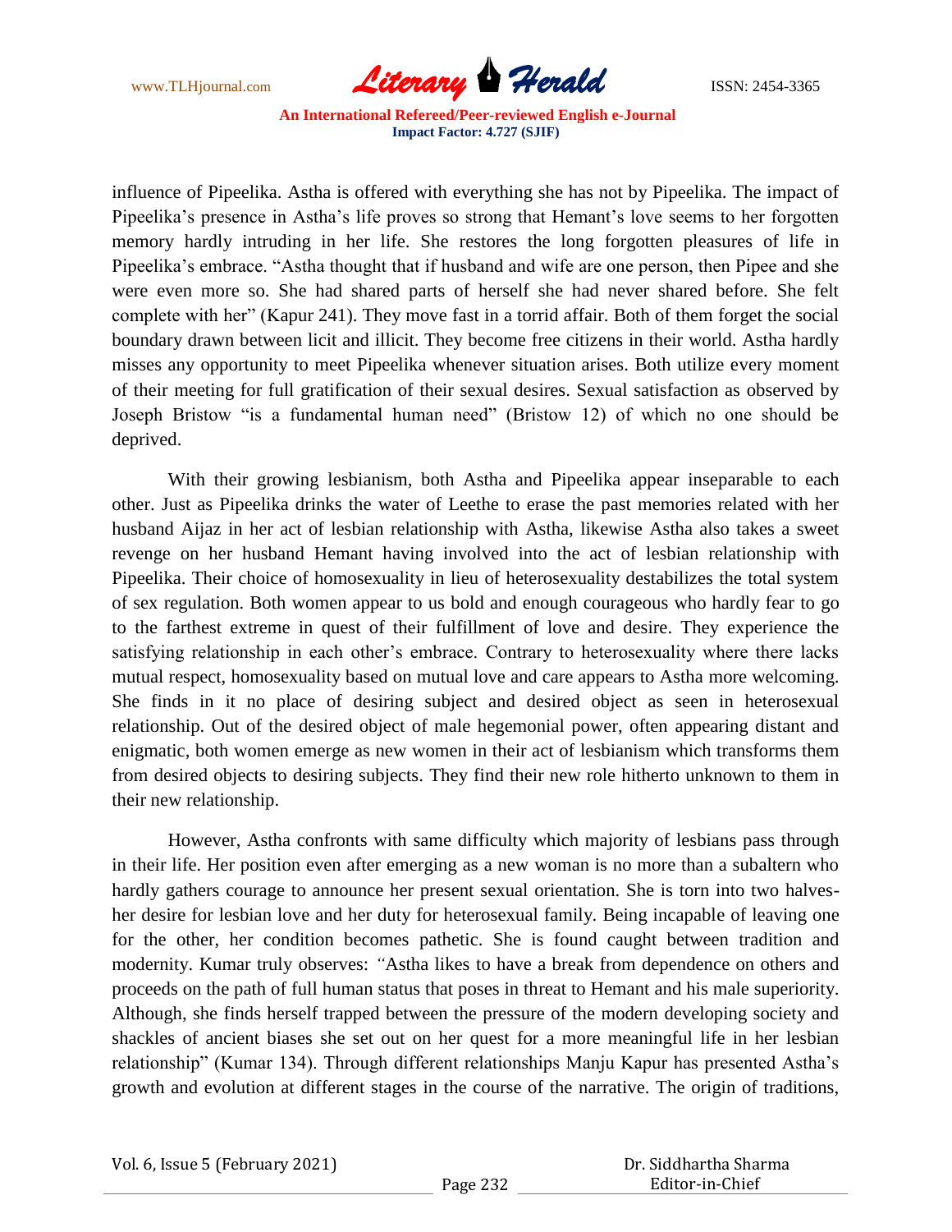influence of Pipeelika. Astha is offered with everything she has not by Pipeelika. The impact of Pipeelika's presence in Astha's life proves so strong that Hemant's love seems to her forgotten memory hardly intruding in her life. She restores the long forgotten pleasures of life in Pipeelika's embrace. "Astha thought that if husband and wife are one person, then Pipee and she were even more so. She had shared parts of herself she had never shared before. She felt complete with her" (Kapur 241). They move fast in a torrid affair. Both of them forget the social boundary drawn between licit and illicit. They become free citizens in their world. Astha hardly misses any opportunity to meet Pipeelika whenever situation arises. Both utilize every moment of their meeting for full gratification of their sexual desires. Sexual satisfaction as observed by Joseph Bristow "is a fundamental human need" (Bristow 12) of which no one should be deprived.

With their growing lesbianism, both Astha and Pipeelika appear inseparable to each other. Just as Pipeelika drinks the water of Leethe to erase the past memories related with her husband Aijaz in her act of lesbian relationship with Astha, likewise Astha also takes a sweet revenge on her husband Hemant having involved into the act of lesbian relationship with Pipeelika. Their choice of homosexuality in lieu of heterosexuality destabilizes the total system of sex regulation. Both women appear to us bold and enough courageous who hardly fear to go to the farthest extreme in quest of their fulfillment of love and desire. They experience the satisfying relationship in each other's embrace. Contrary to heterosexuality where there lacks mutual respect, homosexuality based on mutual love and care appears to Astha more welcoming. She finds in it no place of desiring subject and desired object as seen in heterosexual relationship. Out of the desired object of male hegemonial power, often appearing distant and enigmatic, both women emerge as new women in their act of lesbianism which transforms them from desired objects to desiring subjects. They find their new role hitherto unknown to them in their new relationship.

However, Astha confronts with same difficulty which majority of lesbians pass through in their life. Her position even after emerging as a new woman is no more than a subaltern who hardly gathers courage to announce her present sexual orientation. She is torn into two halves- her desire for lesbian love and her duty for heterosexual family. Being incapable of leaving one for the other, her condition becomes pathetic. She is found caught between tradition and modernity. Kumar truly observes: "Astha likes to have a break from dependence on others and proceeds on the path of full human status that poses in threat to Hemant and his male superiority. Although, she finds herself trapped between the pressure of the modern developing society and shackles of ancient biases she set out on her quest for a more meaningful life in her lesbian relationship" (Kumar 134). Through different relationships Manju Kapur has presented Astha's growth and evolution at different stages in the course of the narrative. The origin of traditions,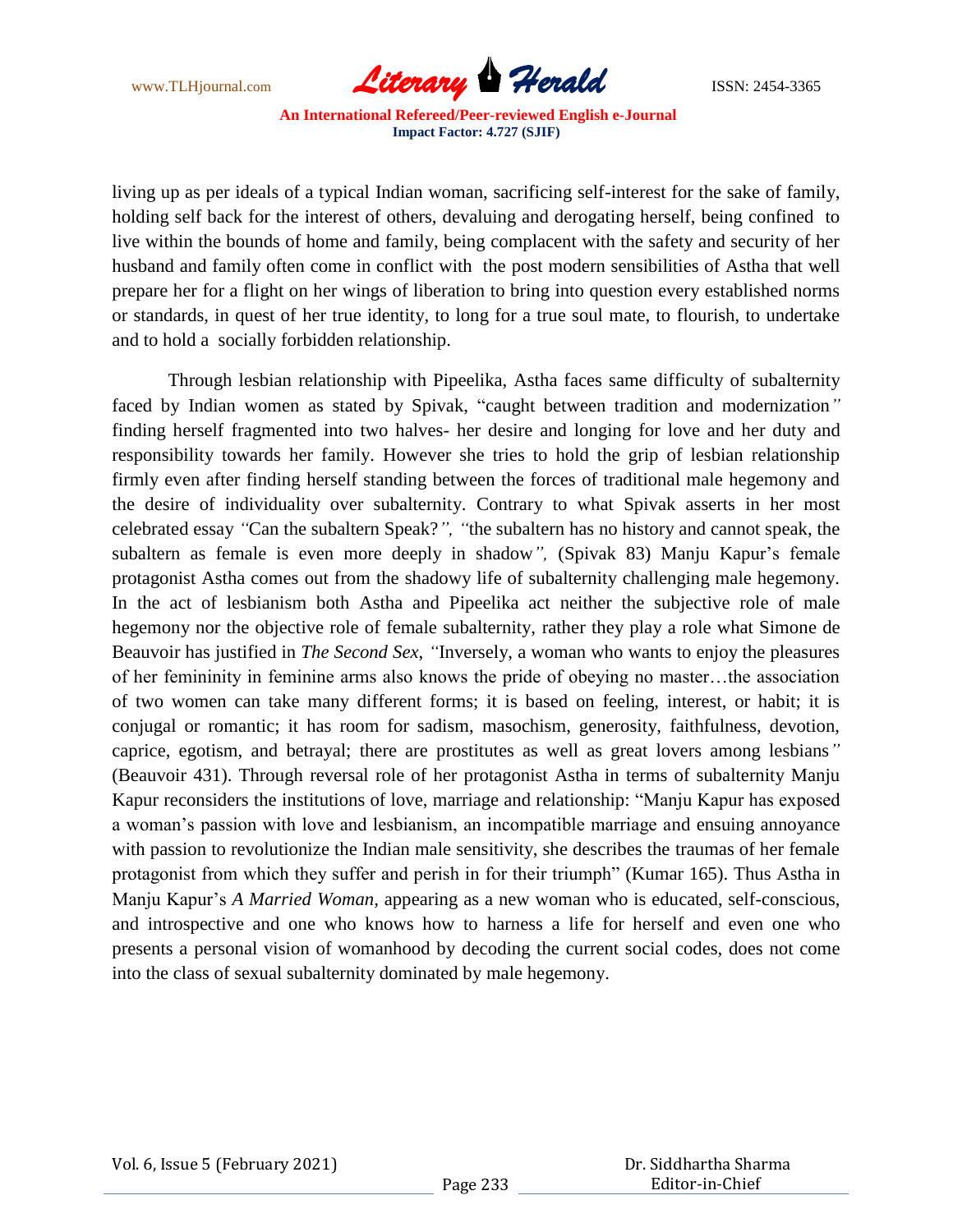living up as per ideals of a typical Indian woman, sacrificing self-interest for the sake of family, holding self back for the interest of others, devaluing and derogating herself, being confined to live within the bounds of home and family, being complacent with the safety and security of her husband and family often come in conflict with the post modern sensibilities of Astha that well prepare her for a flight on her wings of liberation to bring into question every established norms or standards, in quest of her true identity, to long for a true soul mate, to flourish, to undertake and to hold a socially forbidden relationship.

Through lesbian relationship with Pipeelika, Astha faces same difficulty of subalternity faced by Indian women as stated by Spivak, "caught between tradition and modernization" finding herself fragmented into two halves- her desire and longing for love and her duty and responsibility towards her family. However she tries to hold the grip of lesbian relationship firmly even after finding herself standing between the forces of traditional male hegemony and the desire of individuality over subalternity. Contrary to what Spivak asserts in her most celebrated essay "Can the subaltern Speak?", "the subaltern has no history and cannot speak, the subaltern as female is even more deeply in shadow", (Spivak 83) Manju Kapur's female protagonist Astha comes out from the shadowy life of subalternity challenging male hegemony. In the act of lesbianism both Astha and Pipeelika act neither the subjective role of male hegemony nor the objective role of female subalternity, rather they play a role what Simone de Beauvoir has justified in *The Second Sex*, "Inversely, a woman who wants to enjoy the pleasures of her femininity in feminine arms also knows the pride of obeying no master…the association of two women can take many different forms; it is based on feeling, interest, or habit; it is conjugal or romantic; it has room for sadism, masochism, generosity, faithfulness, devotion, caprice, egotism, and betrayal; there are prostitutes as well as great lovers among lesbians" (Beauvoir 431). Through reversal role of her protagonist Astha in terms of subalternity Manju Kapur reconsiders the institutions of love, marriage and relationship: "Manju Kapur has exposed a woman's passion with love and lesbianism, an incompatible marriage and ensuing annoyance with passion to revolutionize the Indian male sensitivity, she describes the traumas of her female protagonist from which they suffer and perish in for their triumph" (Kumar 165). Thus Astha in Manju Kapur's *A Married Woman*, appearing as a new woman who is educated, self-conscious, and introspective and one who knows how to harness a life for herself and even one who presents a personal vision of womanhood by decoding the current social codes, does not come into the class of sexual subalternity dominated by male hegemony.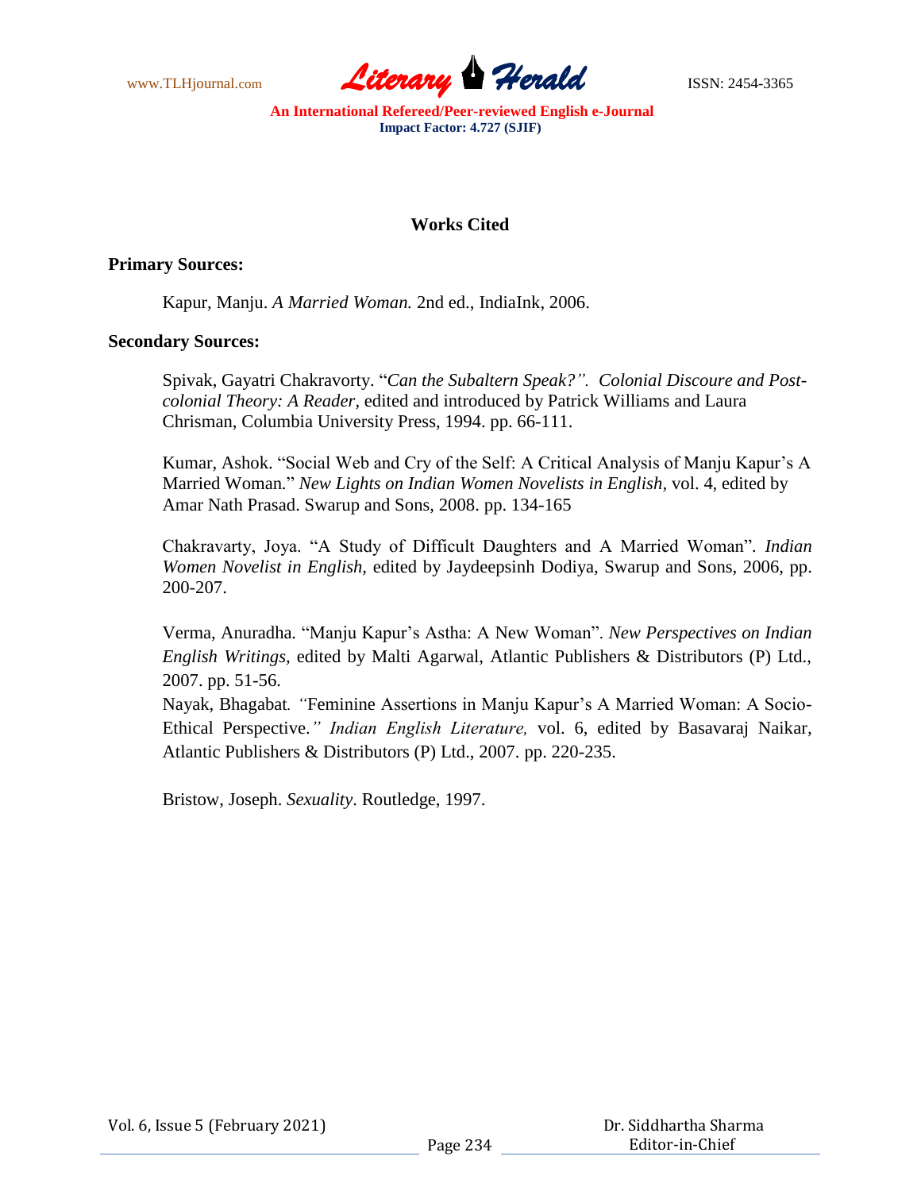## Works Cited

**Primary Sources:**

Kapur, Manju. *A Married Woman.* 2nd ed., IndiaInk, 2006.

**Secondary Sources:**

Spivak, Gayatri Chakravorty. "*Can the Subaltern Speak?". Colonial Discoure and Post-colonial Theory: A Reader*, edited and introduced by Patrick Williams and Laura Chrisman, Columbia University Press, 1994. pp. 66-111.

Kumar, Ashok. "Social Web and Cry of the Self: A Critical Analysis of Manju Kapur's A Married Woman." *New Lights on Indian Women Novelists in English,* vol. 4, edited by Amar Nath Prasad. Swarup and Sons, 2008. pp. 134-165

Chakravarty, Joya. "A Study of Difficult Daughters and A Married Woman". *Indian Women Novelist in English,* edited by Jaydeepsinh Dodiya, Swarup and Sons, 2006, pp. 200-207.

Verma, Anuradha. "Manju Kapur's Astha: A New Woman". *New Perspectives on Indian English Writings,* edited by Malti Agarwal, Atlantic Publishers & Distributors (P) Ltd., 2007. pp. 51-56.

Nayak, Bhagabat. "Feminine Assertions in Manju Kapur's A Married Woman: A Socio-Ethical Perspective." *Indian English Literature,* vol. 6, edited by Basavaraj Naikar, Atlantic Publishers & Distributors (P) Ltd., 2007. pp. 220-235.

Bristow, Joseph. *Sexuality*. Routledge, 1997.